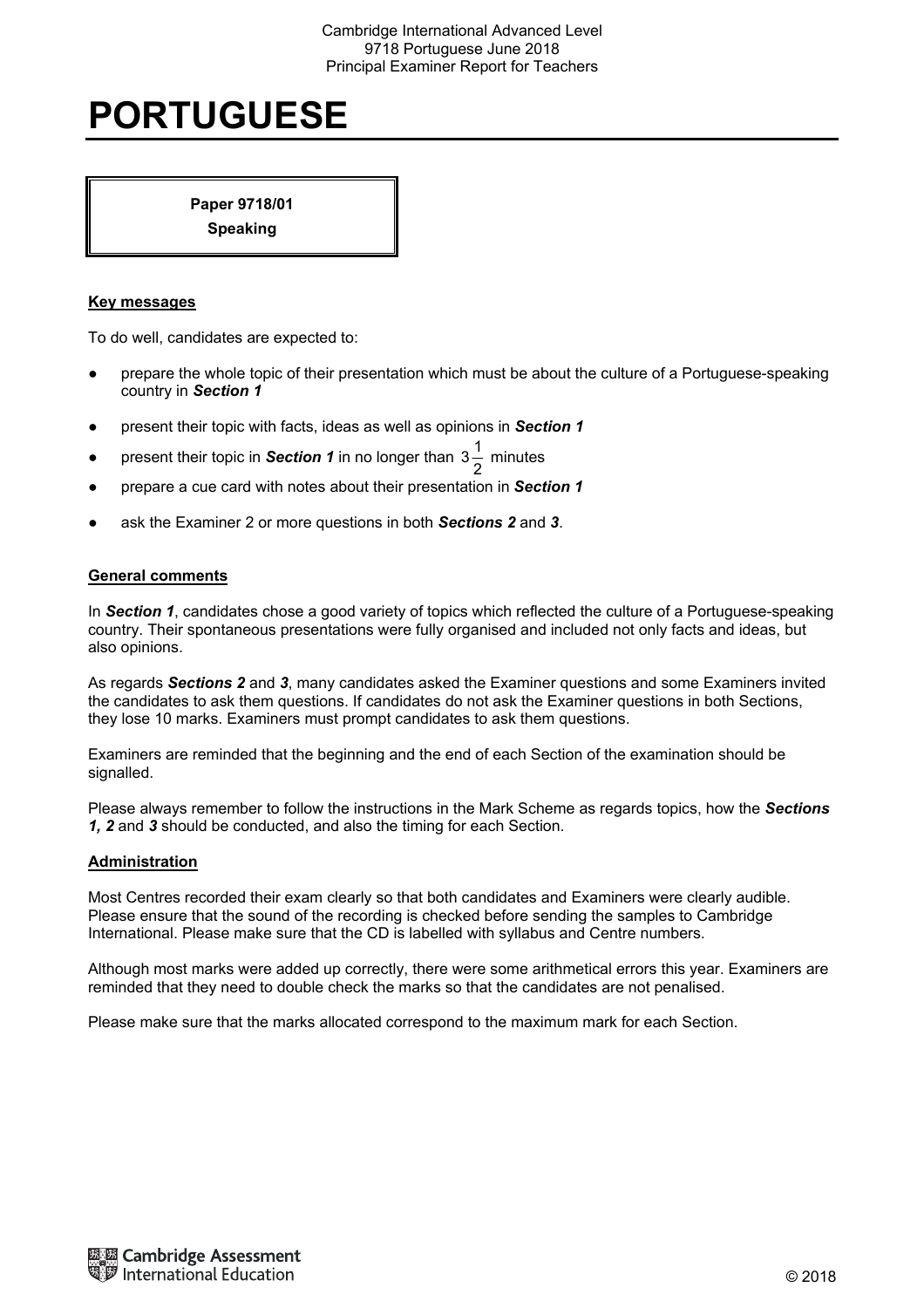# PORTUGUESE

**Paper 9718/01**
**Speaking**

**Key messages**

To do well, candidates are expected to:

- prepare the whole topic of their presentation which must be about the culture of a Portuguese-speaking country in ***Section 1***
- present their topic with facts, ideas as well as opinions in ***Section 1***
- present their topic in ***Section 1*** in no longer than $3\frac{1}{2}$ minutes
- prepare a cue card with notes about their presentation in ***Section 1***
- ask the Examiner 2 or more questions in both ***Sections 2*** and ***3***.

**General comments**

In ***Section 1***, candidates chose a good variety of topics which reflected the culture of a Portuguese-speaking country. Their spontaneous presentations were fully organised and included not only facts and ideas, but also opinions.

As regards ***Sections 2*** and ***3***, many candidates asked the Examiner questions and some Examiners invited the candidates to ask them questions. If candidates do not ask the Examiner questions in both Sections, they lose 10 marks. Examiners must prompt candidates to ask them questions.

Examiners are reminded that the beginning and the end of each Section of the examination should be signalled.

Please always remember to follow the instructions in the Mark Scheme as regards topics, how the ***Sections 1, 2*** and ***3*** should be conducted, and also the timing for each Section.

**Administration**

Most Centres recorded their exam clearly so that both candidates and Examiners were clearly audible. Please ensure that the sound of the recording is checked before sending the samples to Cambridge International. Please make sure that the CD is labelled with syllabus and Centre numbers.

Although most marks were added up correctly, there were some arithmetical errors this year. Examiners are reminded that they need to double check the marks so that the candidates are not penalised.

Please make sure that the marks allocated correspond to the maximum mark for each Section.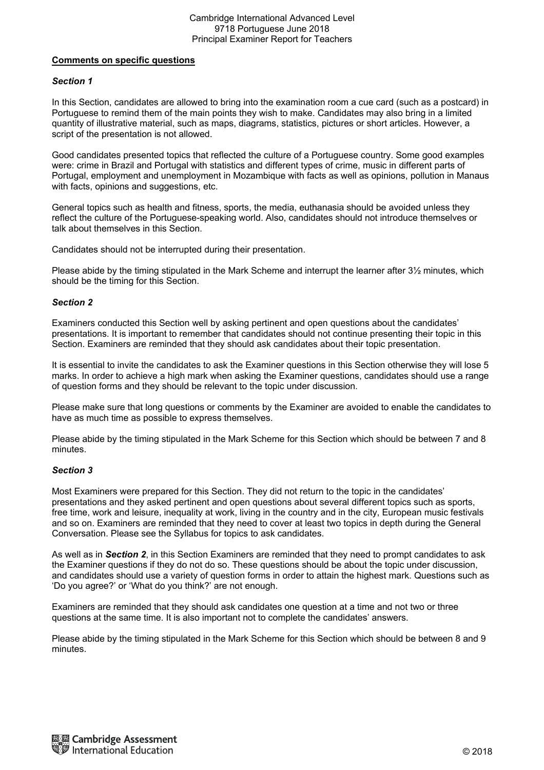**Comments on specific questions**

***Section 1***

In this Section, candidates are allowed to bring into the examination room a cue card (such as a postcard) in Portuguese to remind them of the main points they wish to make. Candidates may also bring in a limited quantity of illustrative material, such as maps, diagrams, statistics, pictures or short articles. However, a script of the presentation is not allowed.

Good candidates presented topics that reflected the culture of a Portuguese country. Some good examples were: crime in Brazil and Portugal with statistics and different types of crime, music in different parts of Portugal, employment and unemployment in Mozambique with facts as well as opinions, pollution in Manaus with facts, opinions and suggestions, etc.

General topics such as health and fitness, sports, the media, euthanasia should be avoided unless they reflect the culture of the Portuguese-speaking world. Also, candidates should not introduce themselves or talk about themselves in this Section.

Candidates should not be interrupted during their presentation.

Please abide by the timing stipulated in the Mark Scheme and interrupt the learner after 3½ minutes, which should be the timing for this Section.

***Section 2***

Examiners conducted this Section well by asking pertinent and open questions about the candidates' presentations. It is important to remember that candidates should not continue presenting their topic in this Section. Examiners are reminded that they should ask candidates about their topic presentation.

It is essential to invite the candidates to ask the Examiner questions in this Section otherwise they will lose 5 marks. In order to achieve a high mark when asking the Examiner questions, candidates should use a range of question forms and they should be relevant to the topic under discussion.

Please make sure that long questions or comments by the Examiner are avoided to enable the candidates to have as much time as possible to express themselves.

Please abide by the timing stipulated in the Mark Scheme for this Section which should be between 7 and 8 minutes.

***Section 3***

Most Examiners were prepared for this Section. They did not return to the topic in the candidates' presentations and they asked pertinent and open questions about several different topics such as sports, free time, work and leisure, inequality at work, living in the country and in the city, European music festivals and so on. Examiners are reminded that they need to cover at least two topics in depth during the General Conversation. Please see the Syllabus for topics to ask candidates.

As well as in ***Section 2***, in this Section Examiners are reminded that they need to prompt candidates to ask the Examiner questions if they do not do so. These questions should be about the topic under discussion, and candidates should use a variety of question forms in order to attain the highest mark. Questions such as 'Do you agree?' or 'What do you think?' are not enough.

Examiners are reminded that they should ask candidates one question at a time and not two or three questions at the same time. It is also important not to complete the candidates' answers.

Please abide by the timing stipulated in the Mark Scheme for this Section which should be between 8 and 9 minutes.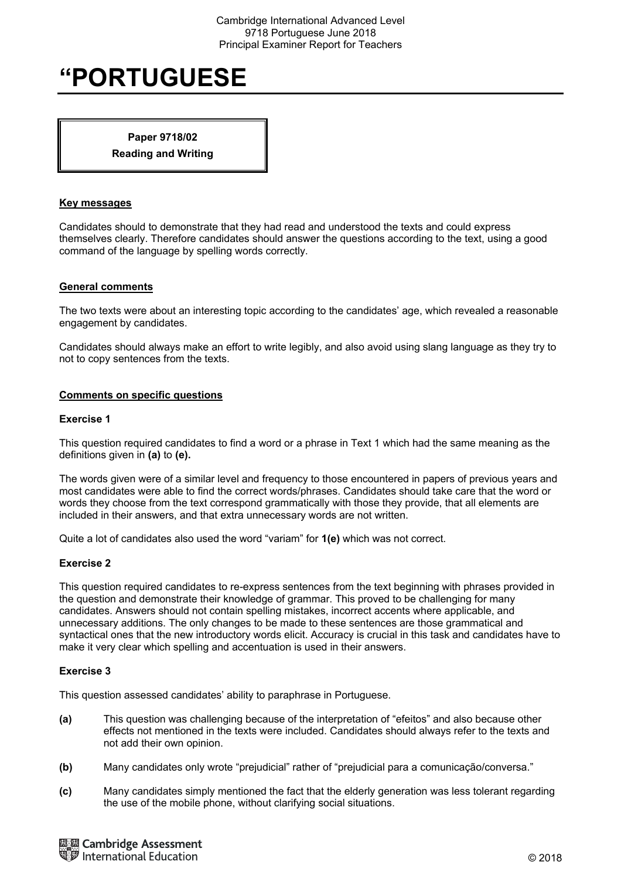# “PORTUGUESE

**Paper 9718/02**
**Reading and Writing**

## Key messages

Candidates should to demonstrate that they had read and understood the texts and could express themselves clearly. Therefore candidates should answer the questions according to the text, using a good command of the language by spelling words correctly.

## General comments

The two texts were about an interesting topic according to the candidates' age, which revealed a reasonable engagement by candidates.

Candidates should always make an effort to write legibly, and also avoid using slang language as they try to not to copy sentences from the texts.

## Comments on specific questions

### Exercise 1

This question required candidates to find a word or a phrase in Text 1 which had the same meaning as the definitions given in **(a)** to **(e).**

The words given were of a similar level and frequency to those encountered in papers of previous years and most candidates were able to find the correct words/phrases. Candidates should take care that the word or words they choose from the text correspond grammatically with those they provide, that all elements are included in their answers, and that extra unnecessary words are not written.

Quite a lot of candidates also used the word "variam" for **1(e)** which was not correct.

### Exercise 2

This question required candidates to re-express sentences from the text beginning with phrases provided in the question and demonstrate their knowledge of grammar. This proved to be challenging for many candidates. Answers should not contain spelling mistakes, incorrect accents where applicable, and unnecessary additions. The only changes to be made to these sentences are those grammatical and syntactical ones that the new introductory words elicit. Accuracy is crucial in this task and candidates have to make it very clear which spelling and accentuation is used in their answers.

### Exercise 3

This question assessed candidates' ability to paraphrase in Portuguese.

**(a)** This question was challenging because of the interpretation of "efeitos" and also because other effects not mentioned in the texts were included. Candidates should always refer to the texts and not add their own opinion.

**(b)** Many candidates only wrote "prejudicial" rather of "prejudicial para a comunicação/conversa."

**(c)** Many candidates simply mentioned the fact that the elderly generation was less tolerant regarding the use of the mobile phone, without clarifying social situations.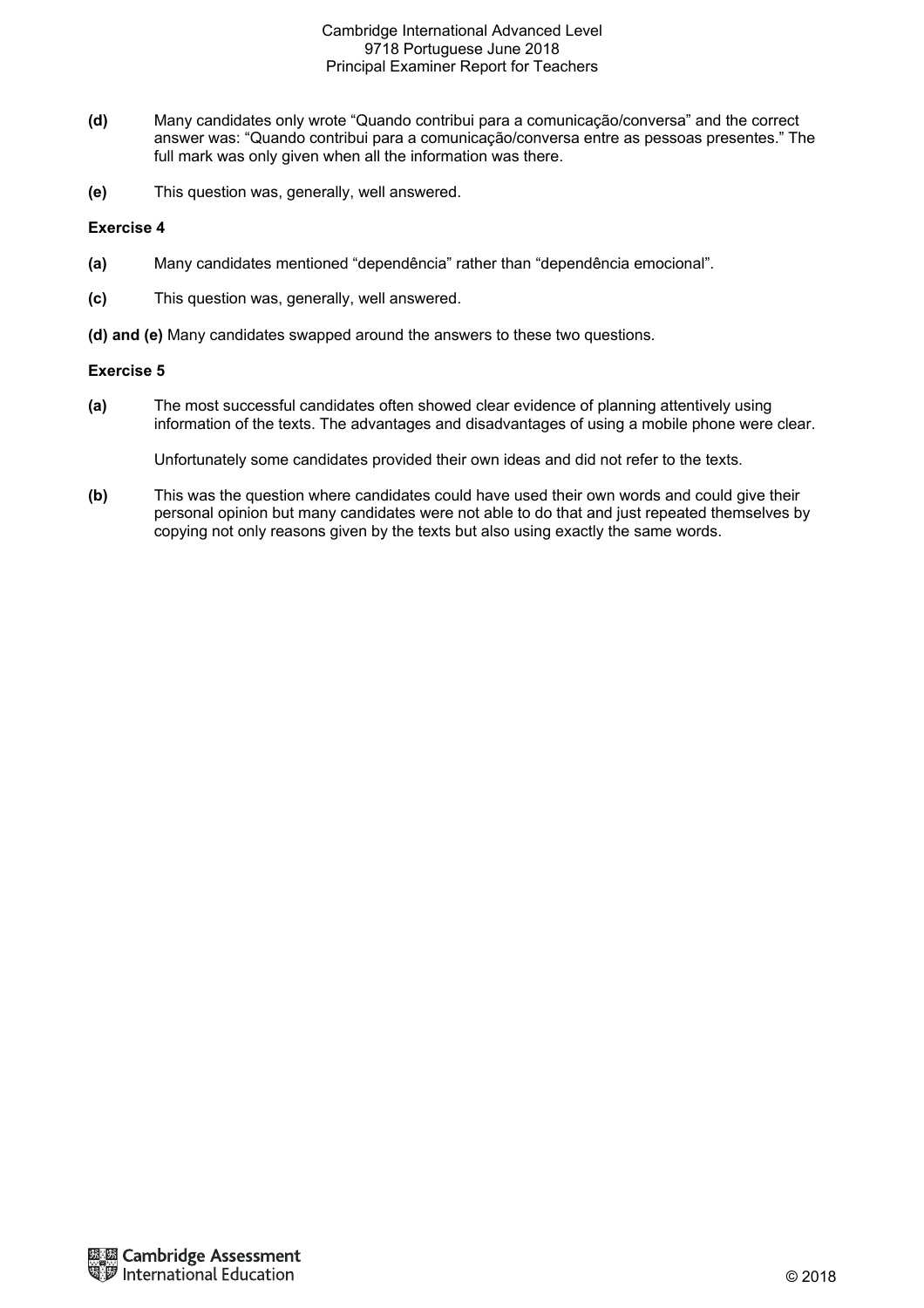**(d)** Many candidates only wrote "Quando contribui para a comunicação/conversa" and the correct answer was: "Quando contribui para a comunicação/conversa entre as pessoas presentes." The full mark was only given when all the information was there.

**(e)** This question was, generally, well answered.

### Exercise 4

**(a)** Many candidates mentioned "dependência" rather than "dependência emocional".

**(c)** This question was, generally, well answered.

**(d) and (e)** Many candidates swapped around the answers to these two questions.

### Exercise 5

**(a)** The most successful candidates often showed clear evidence of planning attentively using information of the texts. The advantages and disadvantages of using a mobile phone were clear.

Unfortunately some candidates provided their own ideas and did not refer to the texts.

**(b)** This was the question where candidates could have used their own words and could give their personal opinion but many candidates were not able to do that and just repeated themselves by copying not only reasons given by the texts but also using exactly the same words.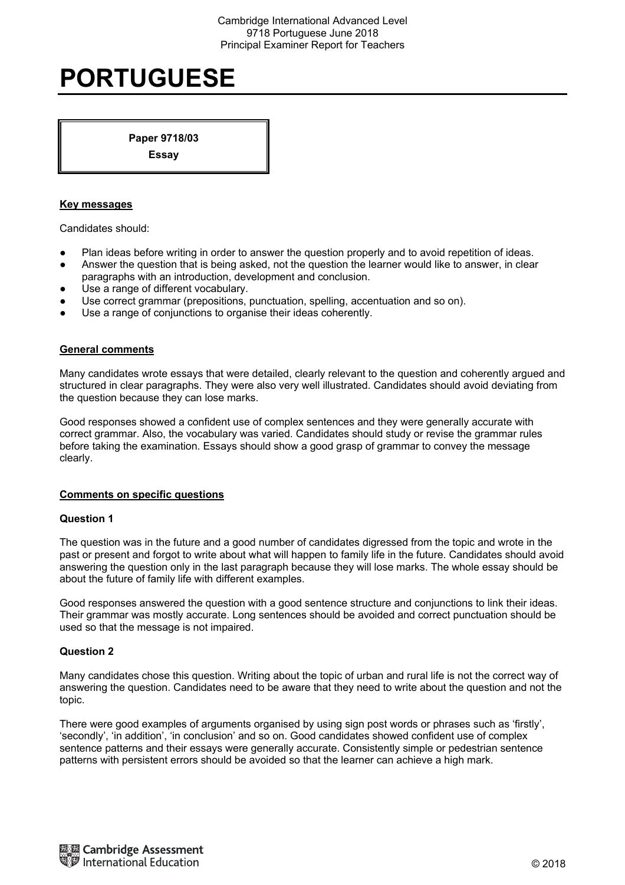# PORTUGUESE

**Paper 9718/03**
**Essay**

## Key messages

Candidates should:

- Plan ideas before writing in order to answer the question properly and to avoid repetition of ideas.
- Answer the question that is being asked, not the question the learner would like to answer, in clear paragraphs with an introduction, development and conclusion.
- Use a range of different vocabulary.
- Use correct grammar (prepositions, punctuation, spelling, accentuation and so on).
- Use a range of conjunctions to organise their ideas coherently.

## General comments

Many candidates wrote essays that were detailed, clearly relevant to the question and coherently argued and structured in clear paragraphs. They were also very well illustrated. Candidates should avoid deviating from the question because they can lose marks.

Good responses showed a confident use of complex sentences and they were generally accurate with correct grammar. Also, the vocabulary was varied. Candidates should study or revise the grammar rules before taking the examination. Essays should show a good grasp of grammar to convey the message clearly.

## Comments on specific questions

### Question 1

The question was in the future and a good number of candidates digressed from the topic and wrote in the past or present and forgot to write about what will happen to family life in the future. Candidates should avoid answering the question only in the last paragraph because they will lose marks. The whole essay should be about the future of family life with different examples.

Good responses answered the question with a good sentence structure and conjunctions to link their ideas. Their grammar was mostly accurate. Long sentences should be avoided and correct punctuation should be used so that the message is not impaired.

### Question 2

Many candidates chose this question. Writing about the topic of urban and rural life is not the correct way of answering the question. Candidates need to be aware that they need to write about the question and not the topic.

There were good examples of arguments organised by using sign post words or phrases such as 'firstly', 'secondly', 'in addition', 'in conclusion' and so on. Good candidates showed confident use of complex sentence patterns and their essays were generally accurate. Consistently simple or pedestrian sentence patterns with persistent errors should be avoided so that the learner can achieve a high mark.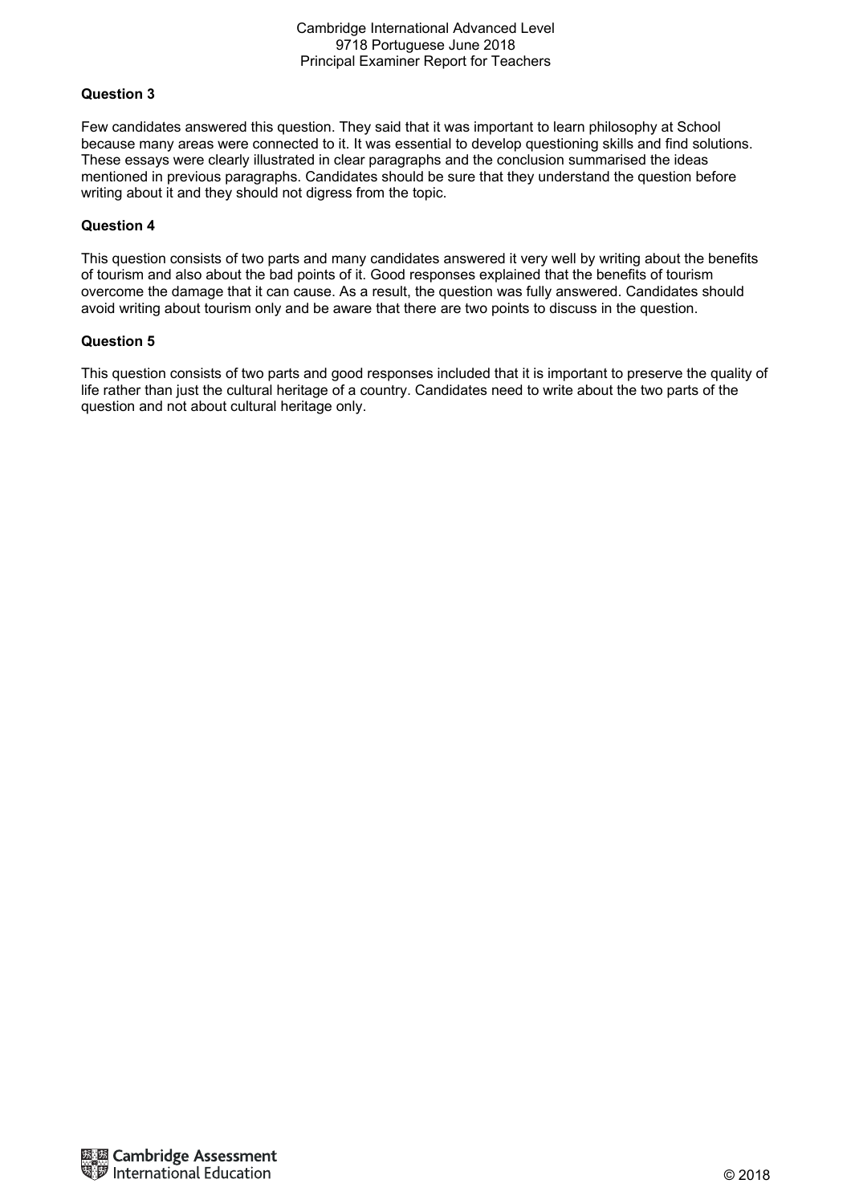### Question 3

Few candidates answered this question. They said that it was important to learn philosophy at School because many areas were connected to it. It was essential to develop questioning skills and find solutions. These essays were clearly illustrated in clear paragraphs and the conclusion summarised the ideas mentioned in previous paragraphs. Candidates should be sure that they understand the question before writing about it and they should not digress from the topic.

### Question 4

This question consists of two parts and many candidates answered it very well by writing about the benefits of tourism and also about the bad points of it. Good responses explained that the benefits of tourism overcome the damage that it can cause. As a result, the question was fully answered. Candidates should avoid writing about tourism only and be aware that there are two points to discuss in the question.

### Question 5

This question consists of two parts and good responses included that it is important to preserve the quality of life rather than just the cultural heritage of a country. Candidates need to write about the two parts of the question and not about cultural heritage only.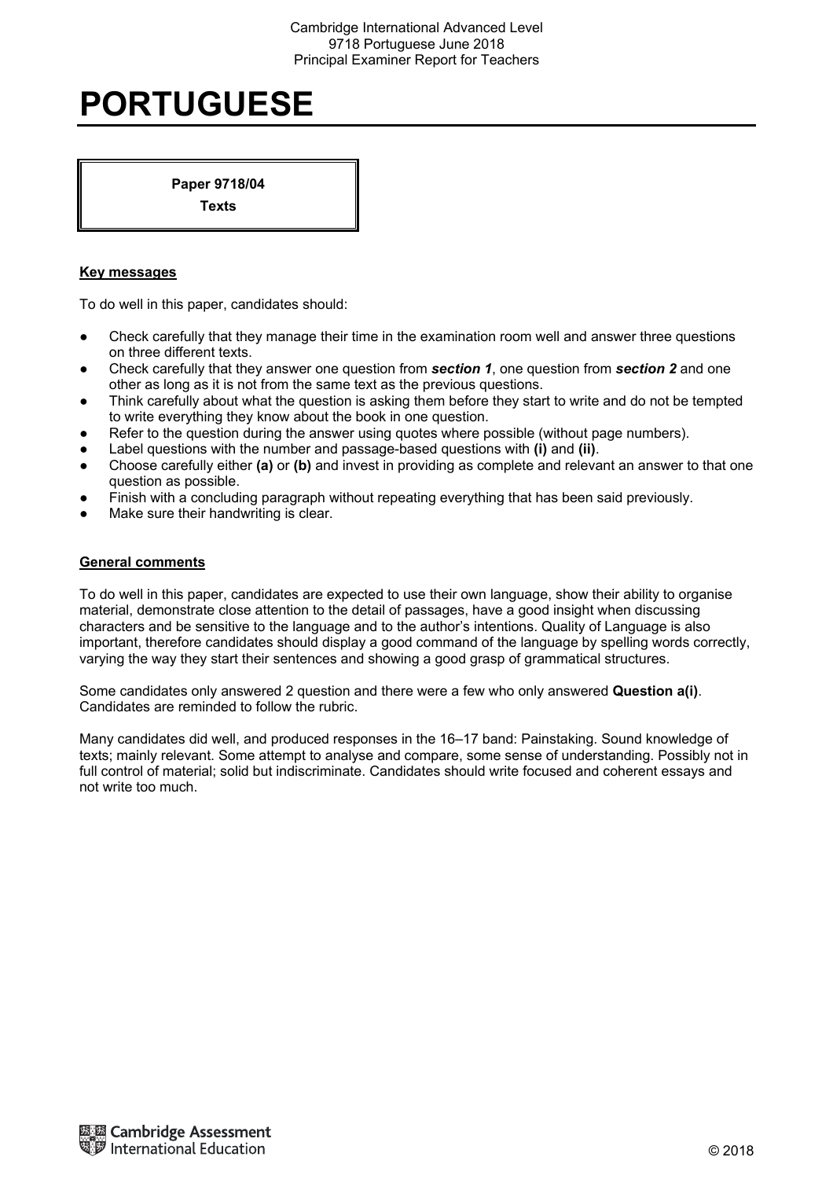# PORTUGUESE

**Paper 9718/04**
**Texts**

**Key messages**

To do well in this paper, candidates should:

- Check carefully that they manage their time in the examination room well and answer three questions on three different texts.
- Check carefully that they answer one question from ***section 1***, one question from ***section 2*** and one other as long as it is not from the same text as the previous questions.
- Think carefully about what the question is asking them before they start to write and do not be tempted to write everything they know about the book in one question.
- Refer to the question during the answer using quotes where possible (without page numbers).
- Label questions with the number and passage-based questions with **(i)** and **(ii)**.
- Choose carefully either **(a)** or **(b)** and invest in providing as complete and relevant an answer to that one question as possible.
- Finish with a concluding paragraph without repeating everything that has been said previously.
- Make sure their handwriting is clear.

**General comments**

To do well in this paper, candidates are expected to use their own language, show their ability to organise material, demonstrate close attention to the detail of passages, have a good insight when discussing characters and be sensitive to the language and to the author's intentions. Quality of Language is also important, therefore candidates should display a good command of the language by spelling words correctly, varying the way they start their sentences and showing a good grasp of grammatical structures.

Some candidates only answered 2 question and there were a few who only answered **Question a(i)**. Candidates are reminded to follow the rubric.

Many candidates did well, and produced responses in the 16–17 band: Painstaking. Sound knowledge of texts; mainly relevant. Some attempt to analyse and compare, some sense of understanding. Possibly not in full control of material; solid but indiscriminate. Candidates should write focused and coherent essays and not write too much.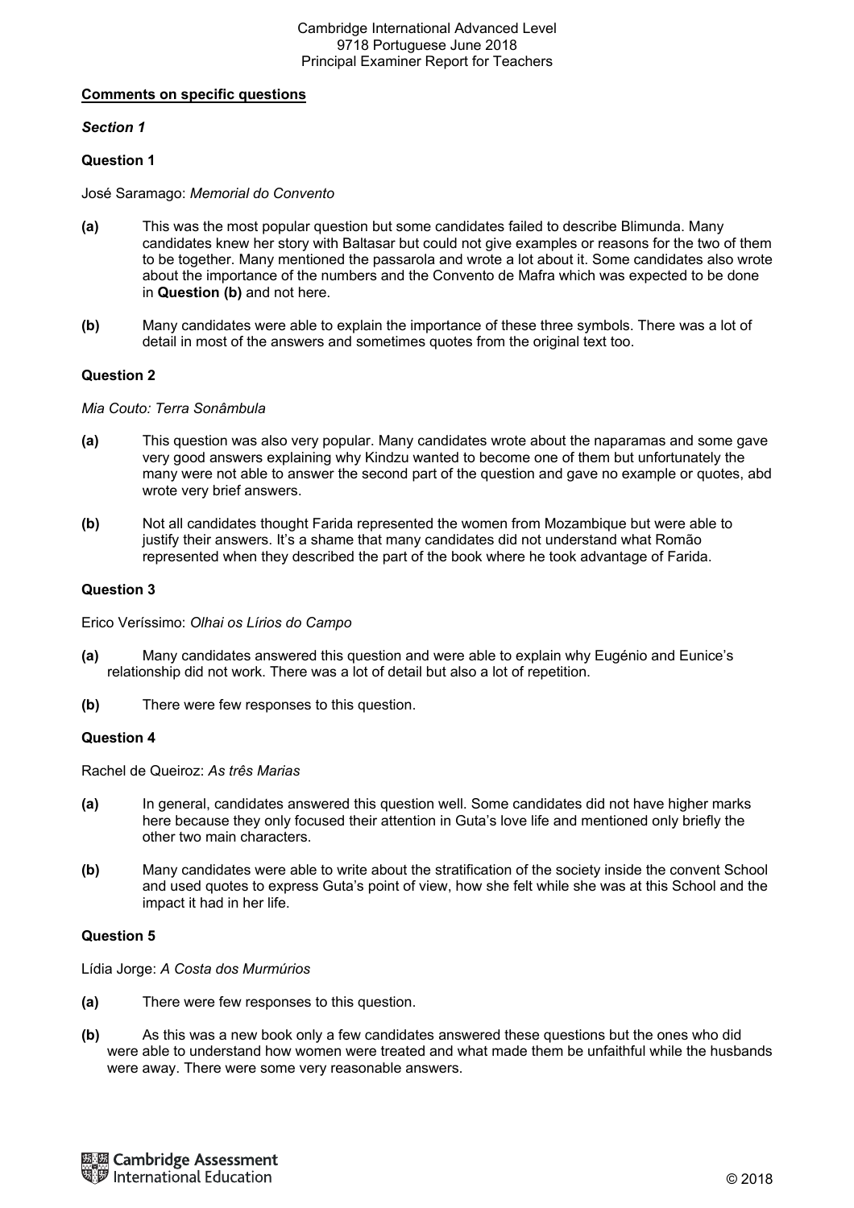**Comments on specific questions**

*Section 1*

**Question 1**

José Saramago: *Memorial do Convento*

**(a)** This was the most popular question but some candidates failed to describe Blimunda. Many candidates knew her story with Baltasar but could not give examples or reasons for the two of them to be together. Many mentioned the passarola and wrote a lot about it. Some candidates also wrote about the importance of the numbers and the Convento de Mafra which was expected to be done in **Question (b)** and not here.

**(b)** Many candidates were able to explain the importance of these three symbols. There was a lot of detail in most of the answers and sometimes quotes from the original text too.

**Question 2**

*Mia Couto: Terra Sonâmbula*

**(a)** This question was also very popular. Many candidates wrote about the naparamas and some gave very good answers explaining why Kindzu wanted to become one of them but unfortunately the many were not able to answer the second part of the question and gave no example or quotes, abd wrote very brief answers.

**(b)** Not all candidates thought Farida represented the women from Mozambique but were able to justify their answers. It's a shame that many candidates did not understand what Romão represented when they described the part of the book where he took advantage of Farida.

**Question 3**

Erico Veríssimo: *Olhai os Lírios do Campo*

**(a)** Many candidates answered this question and were able to explain why Eugénio and Eunice's relationship did not work. There was a lot of detail but also a lot of repetition.

**(b)** There were few responses to this question.

**Question 4**

Rachel de Queiroz: *As três Marias*

**(a)** In general, candidates answered this question well. Some candidates did not have higher marks here because they only focused their attention in Guta's love life and mentioned only briefly the other two main characters.

**(b)** Many candidates were able to write about the stratification of the society inside the convent School and used quotes to express Guta's point of view, how she felt while she was at this School and the impact it had in her life.

**Question 5**

Lídia Jorge: *A Costa dos Murmúrios*

**(a)** There were few responses to this question.

**(b)** As this was a new book only a few candidates answered these questions but the ones who did were able to understand how women were treated and what made them be unfaithful while the husbands were away. There were some very reasonable answers.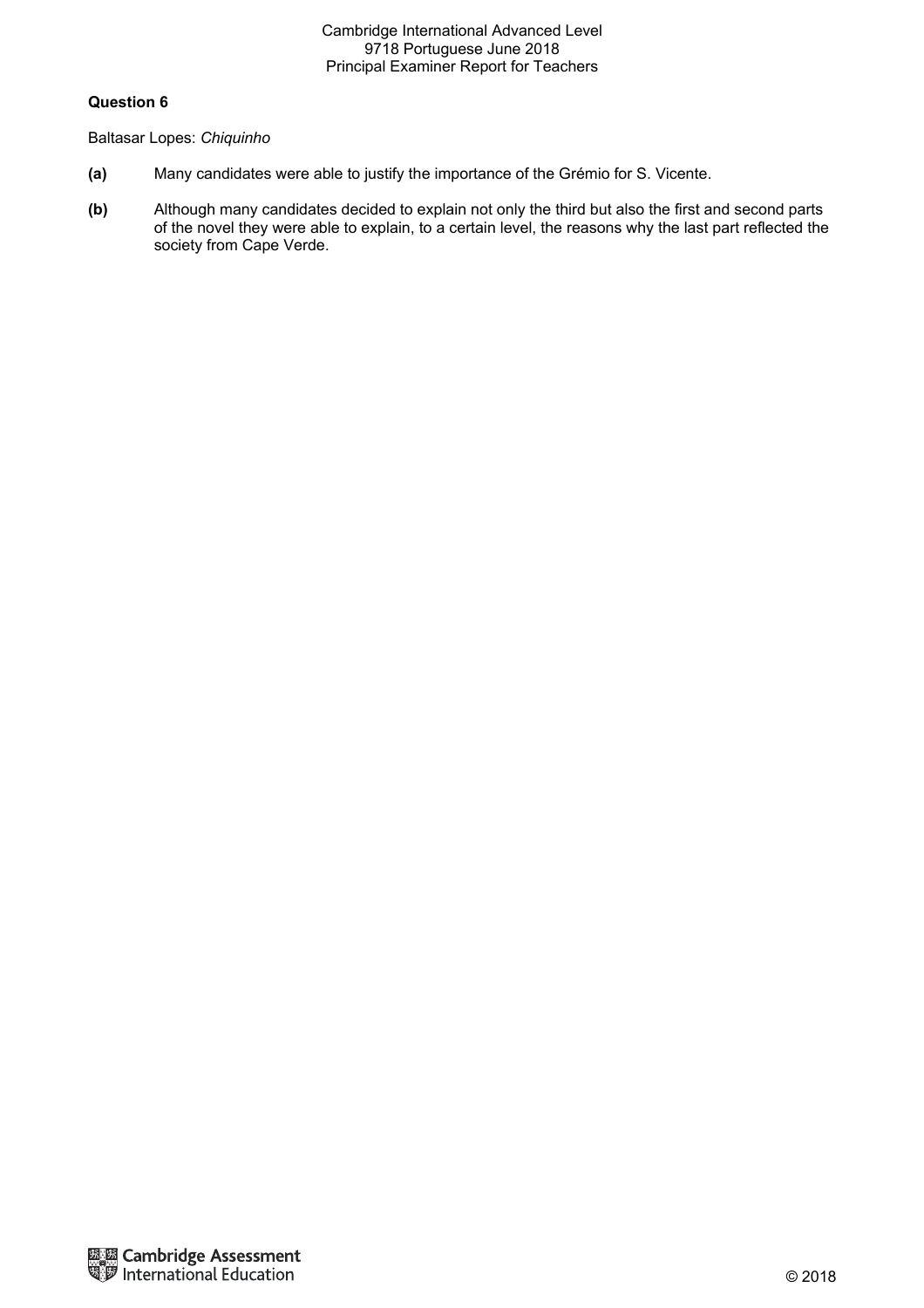**Question 6**

Baltasar Lopes: *Chiquinho*

**(a)** Many candidates were able to justify the importance of the Grémio for S. Vicente.

**(b)** Although many candidates decided to explain not only the third but also the first and second parts of the novel they were able to explain, to a certain level, the reasons why the last part reflected the society from Cape Verde.